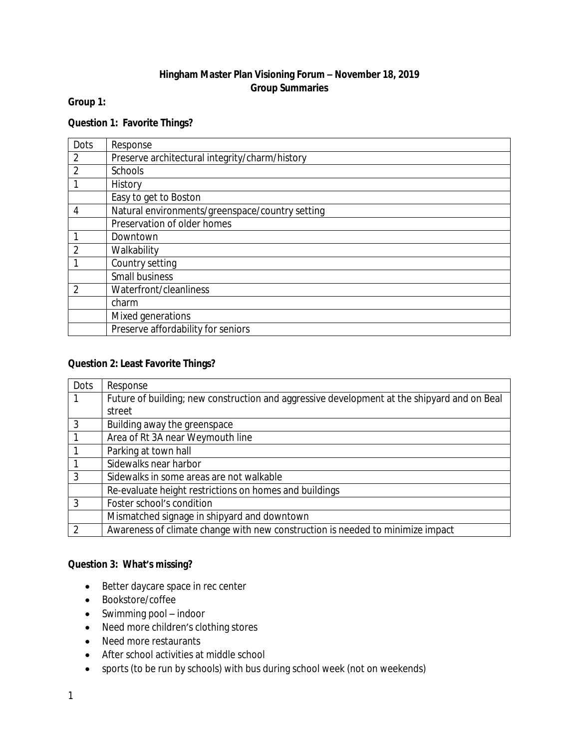# Hingham Master Plan Visioning Forum – November 18, 2019
## Group Summaries

**Group 1:**

**Question 1: Favorite Things?**

| Dots | Response |
|---|---|
| 2 | Preserve architectural integrity/charm/history |
| 2 | Schools |
| 1 | History |
| | Easy to get to Boston |
| 4 | Natural environments/greenspace/country setting |
| | Preservation of older homes |
| 1 | Downtown |
| 2 | Walkability |
| 1 | Country setting |
| | Small business |
| 2 | Waterfront/cleanliness |
| | charm |
| | Mixed generations |
| | Preserve affordability for seniors |

**Question 2: Least Favorite Things?**

| Dots | Response |
|---|---|
| 1 | Future of building; new construction and aggressive development at the shipyard and on Beal street |
| 3 | Building away the greenspace |
| 1 | Area of Rt 3A near Weymouth line |
| 1 | Parking at town hall |
| 1 | Sidewalks near harbor |
| 3 | Sidewalks in some areas are not walkable |
| | Re-evaluate height restrictions on homes and buildings |
| 3 | Foster school's condition |
| | Mismatched signage in shipyard and downtown |
| 2 | Awareness of climate change with new construction is needed to minimize impact |

**Question 3: What's missing?**

- Better daycare space in rec center
- Bookstore/coffee
- Swimming pool – indoor
- Need more children's clothing stores
- Need more restaurants
- After school activities at middle school
- sports (to be run by schools) with bus during school week (not on weekends)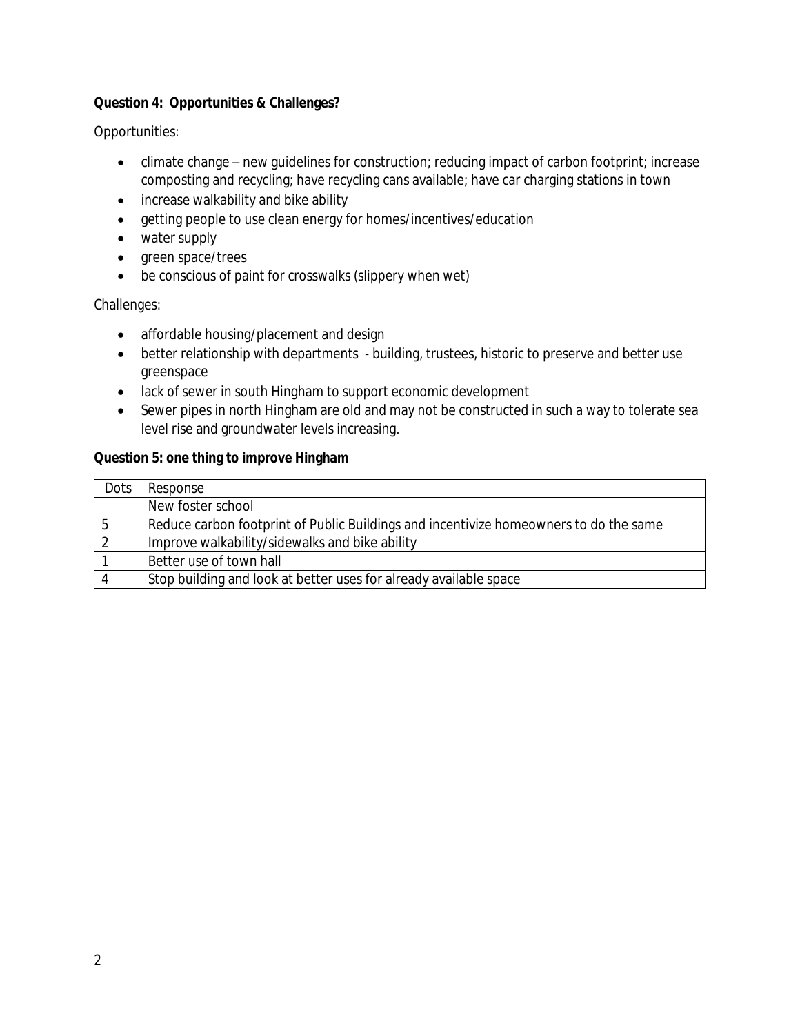**Question 4: Opportunities & Challenges?**

Opportunities:

- climate change – new guidelines for construction; reducing impact of carbon footprint; increase composting and recycling; have recycling cans available; have car charging stations in town
- increase walkability and bike ability
- getting people to use clean energy for homes/incentives/education
- water supply
- green space/trees
- be conscious of paint for crosswalks (slippery when wet)

Challenges:

- affordable housing/placement and design
- better relationship with departments - building, trustees, historic to preserve and better use greenspace
- lack of sewer in south Hingham to support economic development
- Sewer pipes in north Hingham are old and may not be constructed in such a way to tolerate sea level rise and groundwater levels increasing.

**Question 5: one thing to improve Hingham**

| Dots | Response |
|---|---|
| | New foster school |
| 5 | Reduce carbon footprint of Public Buildings and incentivize homeowners to do the same |
| 2 | Improve walkability/sidewalks and bike ability |
| 1 | Better use of town hall |
| 4 | Stop building and look at better uses for already available space |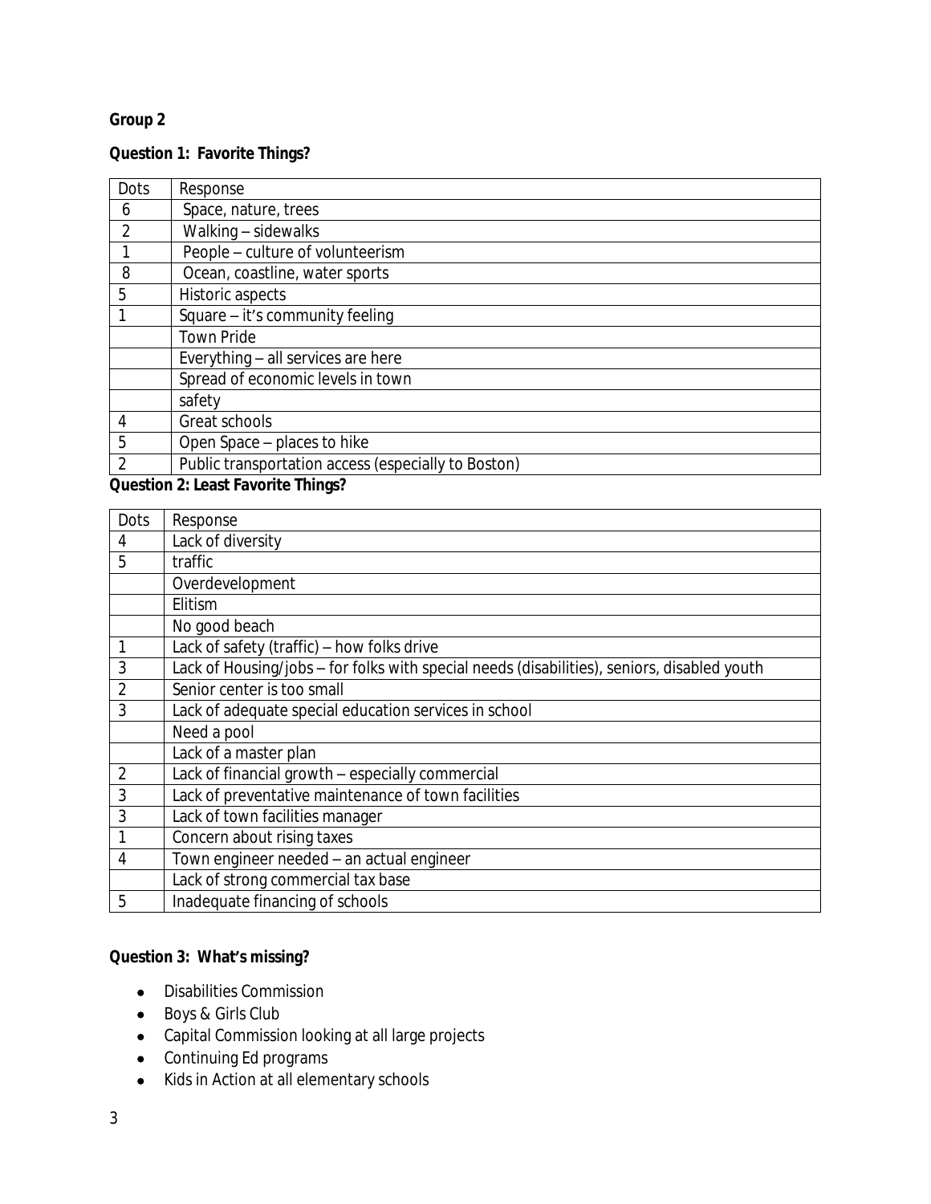**Group 2**

**Question 1: Favorite Things?**

| Dots | Response |
|---|---|
| 6 | Space, nature, trees |
| 2 | Walking – sidewalks |
| 1 | People – culture of volunteerism |
| 8 | Ocean, coastline, water sports |
| 5 | Historic aspects |
| 1 | Square – it's community feeling |
| | Town Pride |
| | Everything – all services are here |
| | Spread of economic levels in town |
| | safety |
| 4 | Great schools |
| 5 | Open Space – places to hike |
| 2 | Public transportation access (especially to Boston) |

**Question 2: Least Favorite Things?**

| Dots | Response |
|---|---|
| 4 | Lack of diversity |
| 5 | traffic |
| | Overdevelopment |
| | Elitism |
| | No good beach |
| 1 | Lack of safety (traffic) – how folks drive |
| 3 | Lack of Housing/jobs – for folks with special needs (disabilities), seniors, disabled youth |
| 2 | Senior center is too small |
| 3 | Lack of adequate special education services in school |
| | Need a pool |
| | Lack of a master plan |
| 2 | Lack of financial growth – especially commercial |
| 3 | Lack of preventative maintenance of town facilities |
| 3 | Lack of town facilities manager |
| 1 | Concern about rising taxes |
| 4 | Town engineer needed – an actual engineer |
| | Lack of strong commercial tax base |
| 5 | Inadequate financing of schools |

**Question 3: What's missing?**

- Disabilities Commission
- Boys & Girls Club
- Capital Commission looking at all large projects
- Continuing Ed programs
- Kids in Action at all elementary schools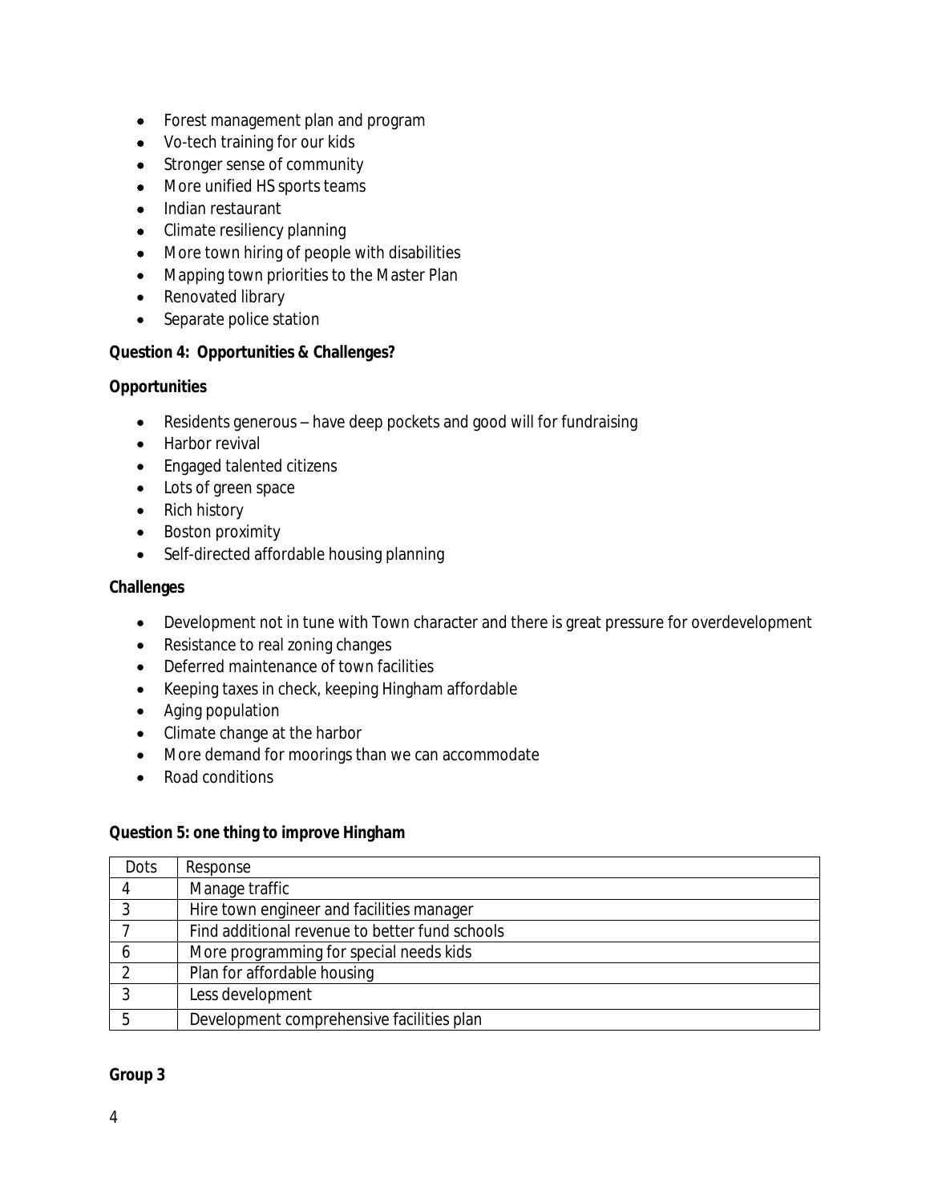- Forest management plan and program
- Vo-tech training for our kids
- Stronger sense of community
- More unified HS sports teams
- Indian restaurant
- Climate resiliency planning
- More town hiring of people with disabilities
- Mapping town priorities to the Master Plan
- Renovated library
- Separate police station

**Question 4: Opportunities & Challenges?**

**Opportunities**

- Residents generous – have deep pockets and good will for fundraising
- Harbor revival
- Engaged talented citizens
- Lots of green space
- Rich history
- Boston proximity
- Self-directed affordable housing planning

**Challenges**

- Development not in tune with Town character and there is great pressure for overdevelopment
- Resistance to real zoning changes
- Deferred maintenance of town facilities
- Keeping taxes in check, keeping Hingham affordable
- Aging population
- Climate change at the harbor
- More demand for moorings than we can accommodate
- Road conditions

**Question 5: one thing to improve Hingham**

| Dots | Response |
|---|---|
| 4 | Manage traffic |
| 3 | Hire town engineer and facilities manager |
| 7 | Find additional revenue to better fund schools |
| 6 | More programming for special needs kids |
| 2 | Plan for affordable housing |
| 3 | Less development |
| 5 | Development comprehensive facilities plan |

**Group 3**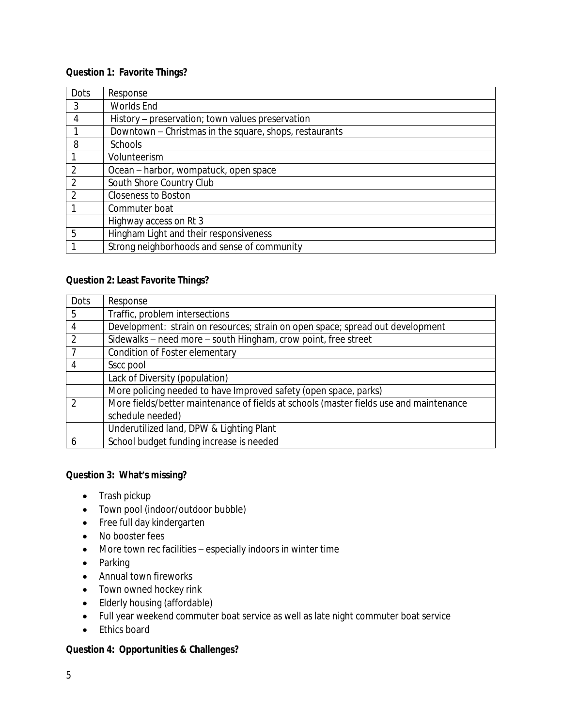**Question 1: Favorite Things?**

| Dots | Response |
|---|---|
| 3 | Worlds End |
| 4 | History – preservation; town values preservation |
| 1 | Downtown – Christmas in the square, shops, restaurants |
| 8 | Schools |
| 1 | Volunteerism |
| 2 | Ocean – harbor, wompatuck, open space |
| 2 | South Shore Country Club |
| 2 | Closeness to Boston |
| 1 | Commuter boat |
| | Highway access on Rt 3 |
| 5 | Hingham Light and their responsiveness |
| 1 | Strong neighborhoods and sense of community |

**Question 2: Least Favorite Things?**

| Dots | Response |
|---|---|
| 5 | Traffic, problem intersections |
| 4 | Development: strain on resources; strain on open space; spread out development |
| 2 | Sidewalks – need more – south Hingham, crow point, free street |
| 7 | Condition of Foster elementary |
| 4 | Sscc pool |
| | Lack of Diversity (population) |
| | More policing needed to have Improved safety (open space, parks) |
| 2 | More fields/better maintenance of fields at schools (master fields use and maintenance schedule needed) |
| | Underutilized land, DPW & Lighting Plant |
| 6 | School budget funding increase is needed |

**Question 3: What's missing?**

- Trash pickup
- Town pool (indoor/outdoor bubble)
- Free full day kindergarten
- No booster fees
- More town rec facilities – especially indoors in winter time
- Parking
- Annual town fireworks
- Town owned hockey rink
- Elderly housing (affordable)
- Full year weekend commuter boat service as well as late night commuter boat service
- Ethics board

**Question 4: Opportunities & Challenges?**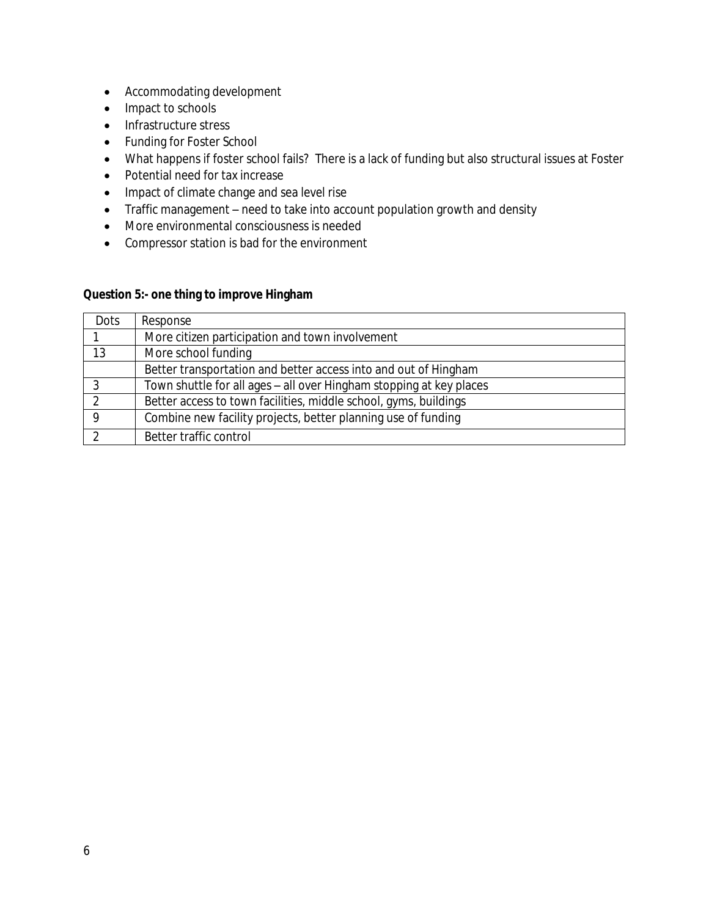- Accommodating development
- Impact to schools
- Infrastructure stress
- Funding for Foster School
- What happens if foster school fails? There is a lack of funding but also structural issues at Foster
- Potential need for tax increase
- Impact of climate change and sea level rise
- Traffic management – need to take into account population growth and density
- More environmental consciousness is needed
- Compressor station is bad for the environment

**Question 5:- one thing to improve Hingham**

| Dots | Response |
| --- | --- |
| 1 | More citizen participation and town involvement |
| 13 | More school funding |
| | Better transportation and better access into and out of Hingham |
| 3 | Town shuttle for all ages – all over Hingham stopping at key places |
| 2 | Better access to town facilities, middle school, gyms, buildings |
| 9 | Combine new facility projects, better planning use of funding |
| 2 | Better traffic control |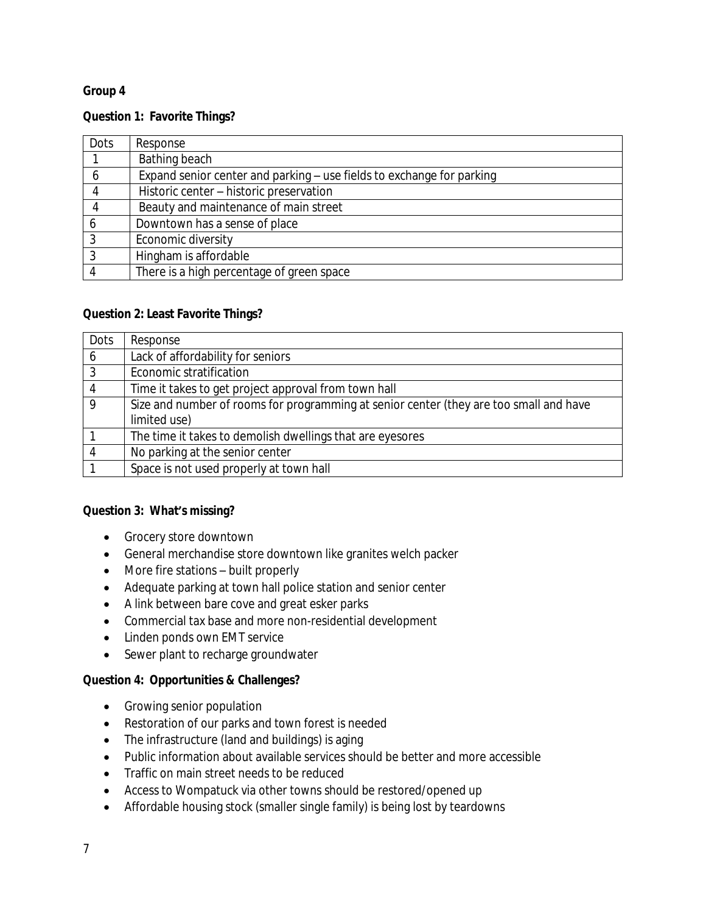**Group 4**

**Question 1: Favorite Things?**

| Dots | Response |
|---|---|
| 1 | Bathing beach |
| 6 | Expand senior center and parking – use fields to exchange for parking |
| 4 | Historic center – historic preservation |
| 4 | Beauty and maintenance of main street |
| 6 | Downtown has a sense of place |
| 3 | Economic diversity |
| 3 | Hingham is affordable |
| 4 | There is a high percentage of green space |

**Question 2: Least Favorite Things?**

| Dots | Response |
|---|---|
| 6 | Lack of affordability for seniors |
| 3 | Economic stratification |
| 4 | Time it takes to get project approval from town hall |
| 9 | Size and number of rooms for programming at senior center (they are too small and have limited use) |
| 1 | The time it takes to demolish dwellings that are eyesores |
| 4 | No parking at the senior center |
| 1 | Space is not used properly at town hall |

**Question 3: What's missing?**

- Grocery store downtown
- General merchandise store downtown like granites welch packer
- More fire stations – built properly
- Adequate parking at town hall police station and senior center
- A link between bare cove and great esker parks
- Commercial tax base and more non-residential development
- Linden ponds own EMT service
- Sewer plant to recharge groundwater

**Question 4: Opportunities & Challenges?**

- Growing senior population
- Restoration of our parks and town forest is needed
- The infrastructure (land and buildings) is aging
- Public information about available services should be better and more accessible
- Traffic on main street needs to be reduced
- Access to Wompatuck via other towns should be restored/opened up
- Affordable housing stock (smaller single family) is being lost by teardowns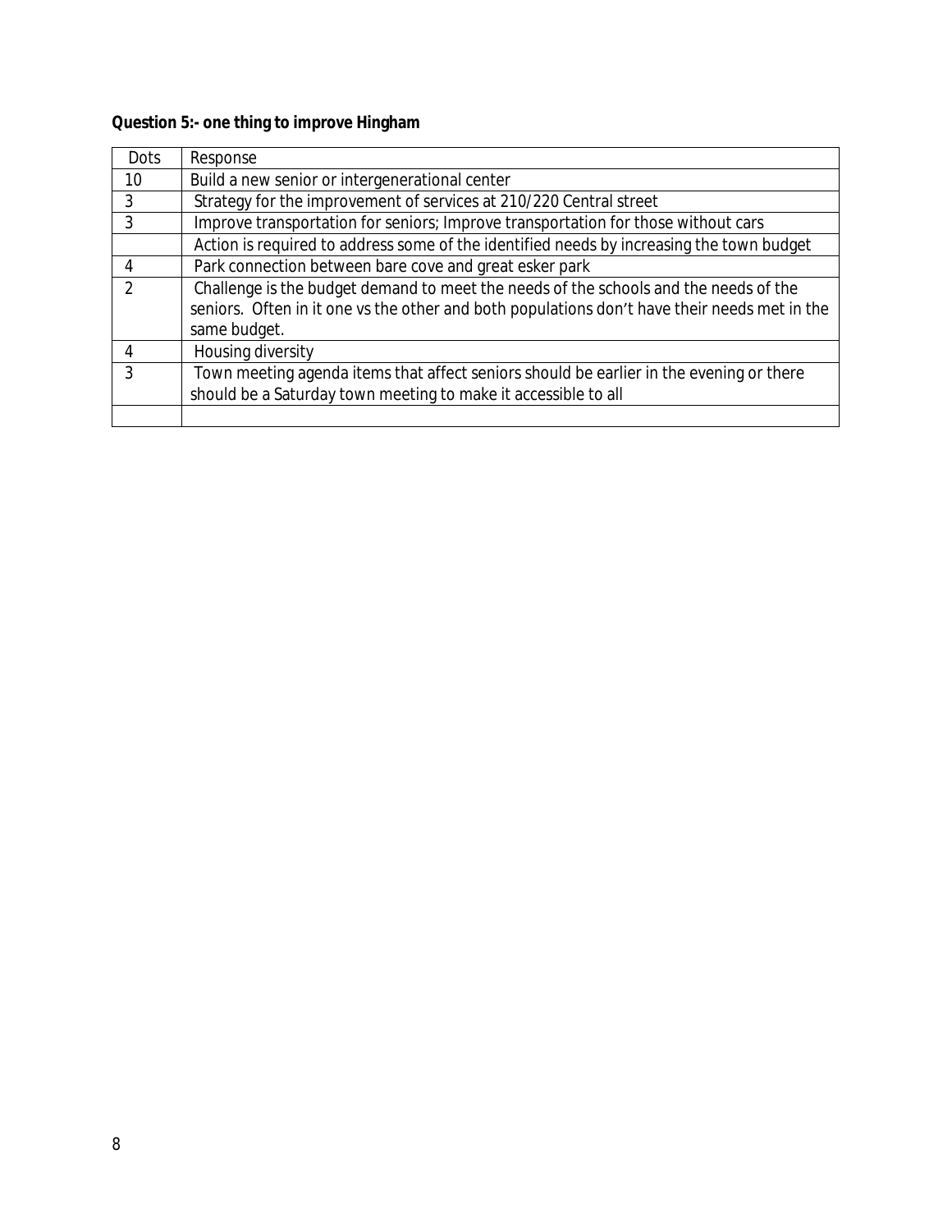**Question 5:- one thing to improve Hingham**

| Dots | Response |
|---|---|
| 10 | Build a new senior or intergenerational center |
| 3 | Strategy for the improvement of services at 210/220 Central street |
| 3 | Improve transportation for seniors; Improve transportation for those without cars |
| | Action is required to address some of the identified needs by increasing the town budget |
| 4 | Park connection between bare cove and great esker park |
| 2 | Challenge is the budget demand to meet the needs of the schools and the needs of the seniors. Often in it one vs the other and both populations don't have their needs met in the same budget. |
| 4 | Housing diversity |
| 3 | Town meeting agenda items that affect seniors should be earlier in the evening or there should be a Saturday town meeting to make it accessible to all |
| | |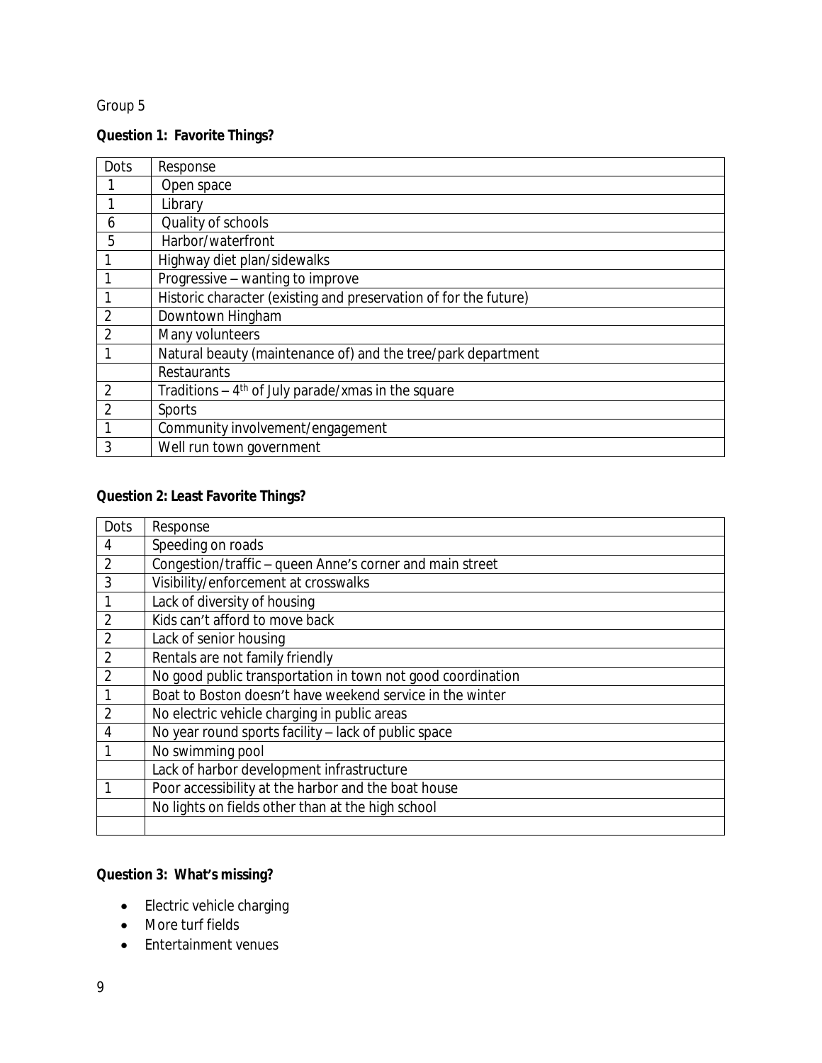Group 5

**Question 1: Favorite Things?**

| Dots | Response |
|---|---|
| 1 | Open space |
| 1 | Library |
| 6 | Quality of schools |
| 5 | Harbor/waterfront |
| 1 | Highway diet plan/sidewalks |
| 1 | Progressive – wanting to improve |
| 1 | Historic character (existing and preservation of for the future) |
| 2 | Downtown Hingham |
| 2 | Many volunteers |
| 1 | Natural beauty (maintenance of) and the tree/park department |
| | Restaurants |
| 2 | Traditions – 4th of July parade/xmas in the square |
| 2 | Sports |
| 1 | Community involvement/engagement |
| 3 | Well run town government |

**Question 2: Least Favorite Things?**

| Dots | Response |
|---|---|
| 4 | Speeding on roads |
| 2 | Congestion/traffic – queen Anne's corner and main street |
| 3 | Visibility/enforcement at crosswalks |
| 1 | Lack of diversity of housing |
| 2 | Kids can't afford to move back |
| 2 | Lack of senior housing |
| 2 | Rentals are not family friendly |
| 2 | No good public transportation in town not good coordination |
| 1 | Boat to Boston doesn't have weekend service in the winter |
| 2 | No electric vehicle charging in public areas |
| 4 | No year round sports facility – lack of public space |
| 1 | No swimming pool |
| | Lack of harbor development infrastructure |
| 1 | Poor accessibility at the harbor and the boat house |
| | No lights on fields other than at the high school |
| | |

**Question 3: What's missing?**

- Electric vehicle charging
- More turf fields
- Entertainment venues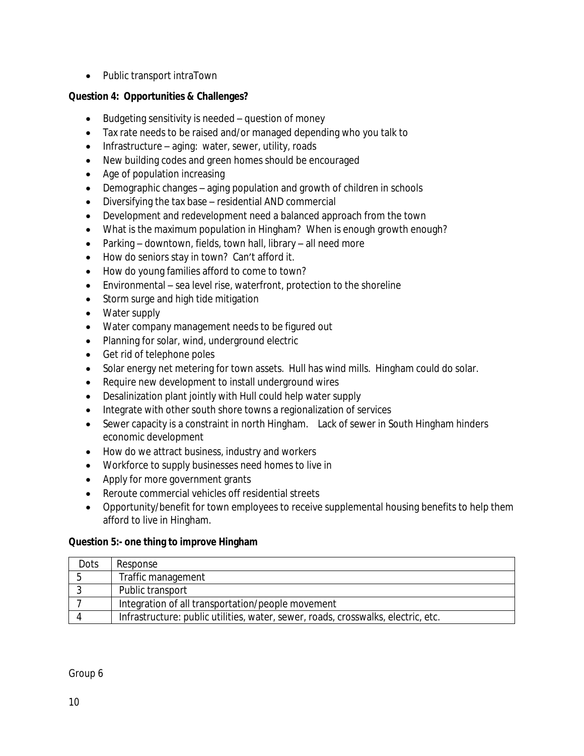- Public transport intraTown

**Question 4: Opportunities & Challenges?**

- Budgeting sensitivity is needed – question of money
- Tax rate needs to be raised and/or managed depending who you talk to
- Infrastructure – aging: water, sewer, utility, roads
- New building codes and green homes should be encouraged
- Age of population increasing
- Demographic changes – aging population and growth of children in schools
- Diversifying the tax base – residential AND commercial
- Development and redevelopment need a balanced approach from the town
- What is the maximum population in Hingham? When is enough growth enough?
- Parking – downtown, fields, town hall, library – all need more
- How do seniors stay in town? Can't afford it.
- How do young families afford to come to town?
- Environmental – sea level rise, waterfront, protection to the shoreline
- Storm surge and high tide mitigation
- Water supply
- Water company management needs to be figured out
- Planning for solar, wind, underground electric
- Get rid of telephone poles
- Solar energy net metering for town assets. Hull has wind mills. Hingham could do solar.
- Require new development to install underground wires
- Desalinization plant jointly with Hull could help water supply
- Integrate with other south shore towns a regionalization of services
- Sewer capacity is a constraint in north Hingham. Lack of sewer in South Hingham hinders economic development
- How do we attract business, industry and workers
- Workforce to supply businesses need homes to live in
- Apply for more government grants
- Reroute commercial vehicles off residential streets
- Opportunity/benefit for town employees to receive supplemental housing benefits to help them afford to live in Hingham.

**Question 5:- one thing to improve Hingham**

| Dots | Response |
|---|---|
| 5 | Traffic management |
| 3 | Public transport |
| 7 | Integration of all transportation/people movement |
| 4 | Infrastructure: public utilities, water, sewer, roads, crosswalks, electric, etc. |

Group 6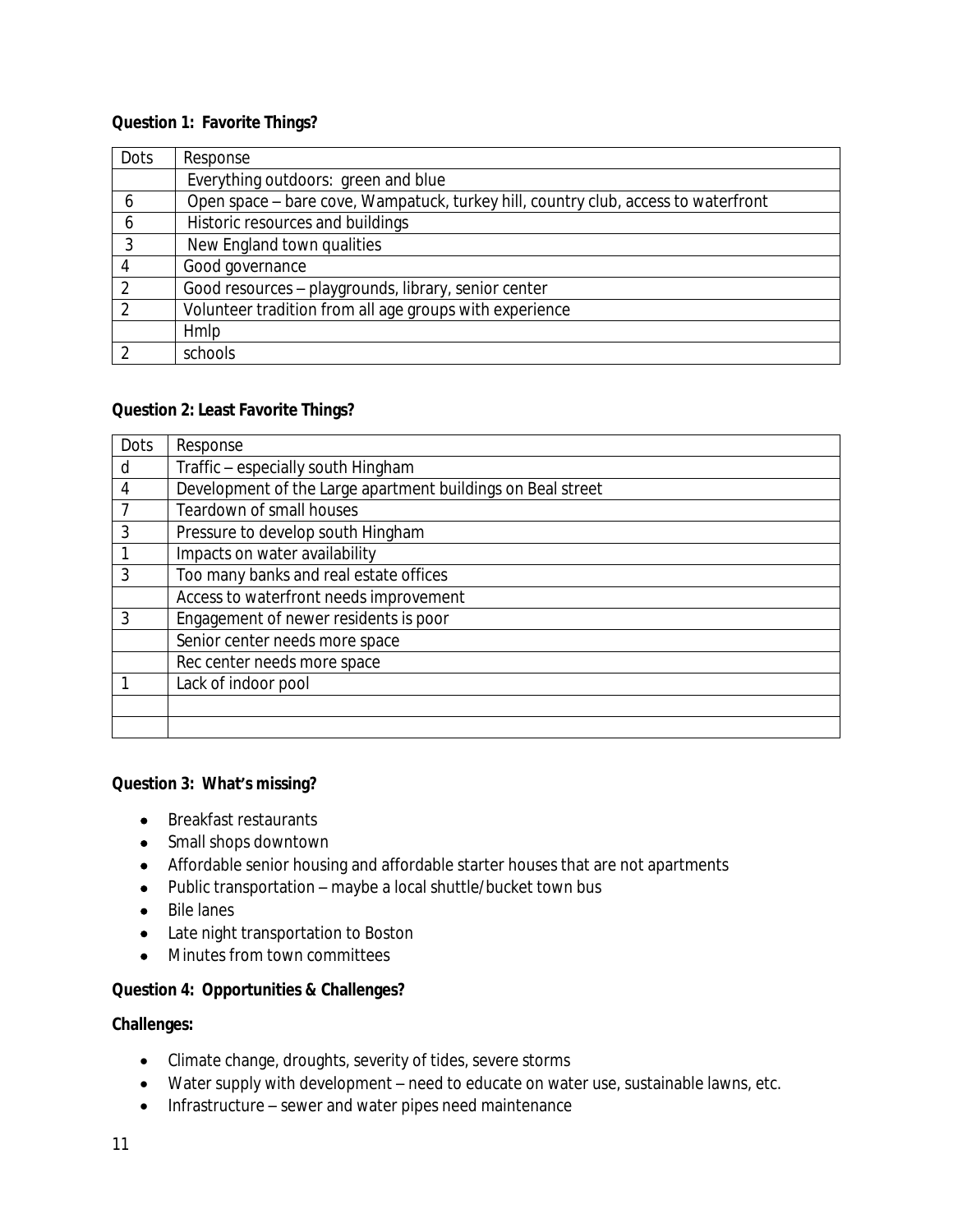**Question 1: Favorite Things?**

| Dots | Response |
|---|---|
| | Everything outdoors: green and blue |
| 6 | Open space – bare cove, Wampatuck, turkey hill, country club, access to waterfront |
| 6 | Historic resources and buildings |
| 3 | New England town qualities |
| 4 | Good governance |
| 2 | Good resources – playgrounds, library, senior center |
| 2 | Volunteer tradition from all age groups with experience |
| | Hmlp |
| 2 | schools |

**Question 2: Least Favorite Things?**

| Dots | Response |
|---|---|
| d | Traffic – especially south Hingham |
| 4 | Development of the Large apartment buildings on Beal street |
| 7 | Teardown of small houses |
| 3 | Pressure to develop south Hingham |
| 1 | Impacts on water availability |
| 3 | Too many banks and real estate offices |
| | Access to waterfront needs improvement |
| 3 | Engagement of newer residents is poor |
| | Senior center needs more space |
| | Rec center needs more space |
| 1 | Lack of indoor pool |
| | |
| | |

**Question 3: What's missing?**

- Breakfast restaurants
- Small shops downtown
- Affordable senior housing and affordable starter houses that are not apartments
- Public transportation – maybe a local shuttle/bucket town bus
- Bile lanes
- Late night transportation to Boston
- Minutes from town committees

**Question 4: Opportunities & Challenges?**

**Challenges:**

- Climate change, droughts, severity of tides, severe storms
- Water supply with development – need to educate on water use, sustainable lawns, etc.
- Infrastructure – sewer and water pipes need maintenance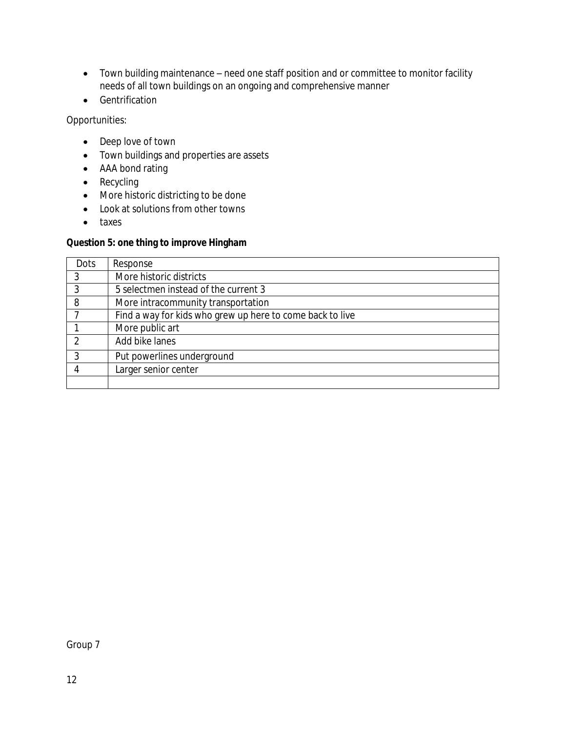- Town building maintenance – need one staff position and or committee to monitor facility needs of all town buildings on an ongoing and comprehensive manner
- Gentrification

Opportunities:

- Deep love of town
- Town buildings and properties are assets
- AAA bond rating
- Recycling
- More historic districting to be done
- Look at solutions from other towns
- taxes

**Question 5: one thing to improve Hingham**

| Dots | Response |
|---|---|
| 3 | More historic districts |
| 3 | 5 selectmen instead of the current 3 |
| 8 | More intracommunity transportation |
| 7 | Find a way for kids who grew up here to come back to live |
| 1 | More public art |
| 2 | Add bike lanes |
| 3 | Put powerlines underground |
| 4 | Larger senior center |
| | |

Group 7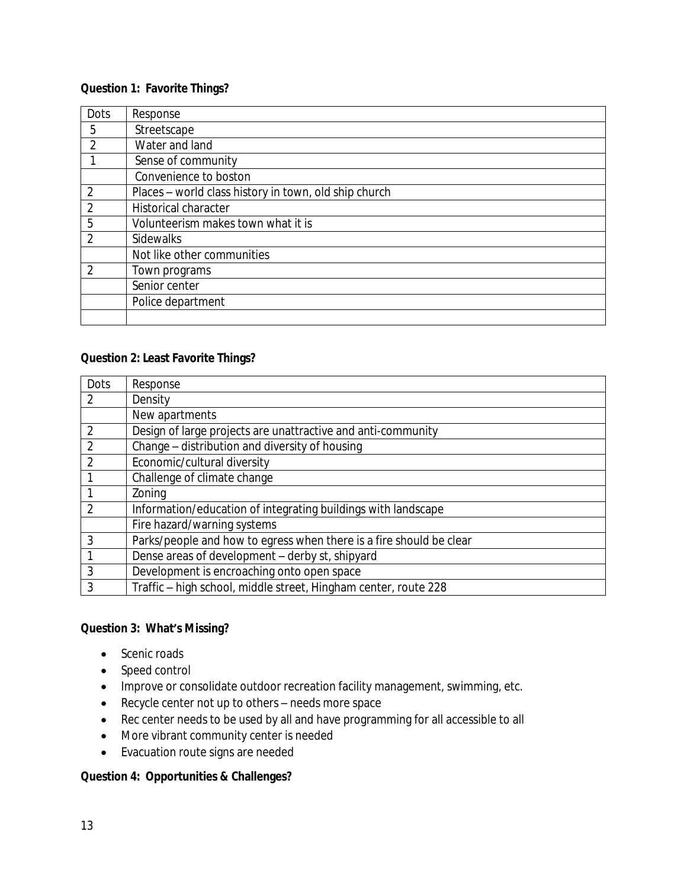**Question 1: Favorite Things?**

| Dots | Response |
|---|---|
| 5 | Streetscape |
| 2 | Water and land |
| 1 | Sense of community |
| | Convenience to boston |
| 2 | Places – world class history in town, old ship church |
| 2 | Historical character |
| 5 | Volunteerism makes town what it is |
| 2 | Sidewalks |
| | Not like other communities |
| 2 | Town programs |
| | Senior center |
| | Police department |
| | |

**Question 2: Least Favorite Things?**

| Dots | Response |
|---|---|
| 2 | Density |
| | New apartments |
| 2 | Design of large projects are unattractive and anti-community |
| 2 | Change – distribution and diversity of housing |
| 2 | Economic/cultural diversity |
| 1 | Challenge of climate change |
| 1 | Zoning |
| 2 | Information/education of integrating buildings with landscape |
| | Fire hazard/warning systems |
| 3 | Parks/people and how to egress when there is a fire should be clear |
| 1 | Dense areas of development – derby st, shipyard |
| 3 | Development is encroaching onto open space |
| 3 | Traffic – high school, middle street, Hingham center, route 228 |

**Question 3: What's Missing?**

- Scenic roads
- Speed control
- Improve or consolidate outdoor recreation facility management, swimming, etc.
- Recycle center not up to others – needs more space
- Rec center needs to be used by all and have programming for all accessible to all
- More vibrant community center is needed
- Evacuation route signs are needed

**Question 4: Opportunities & Challenges?**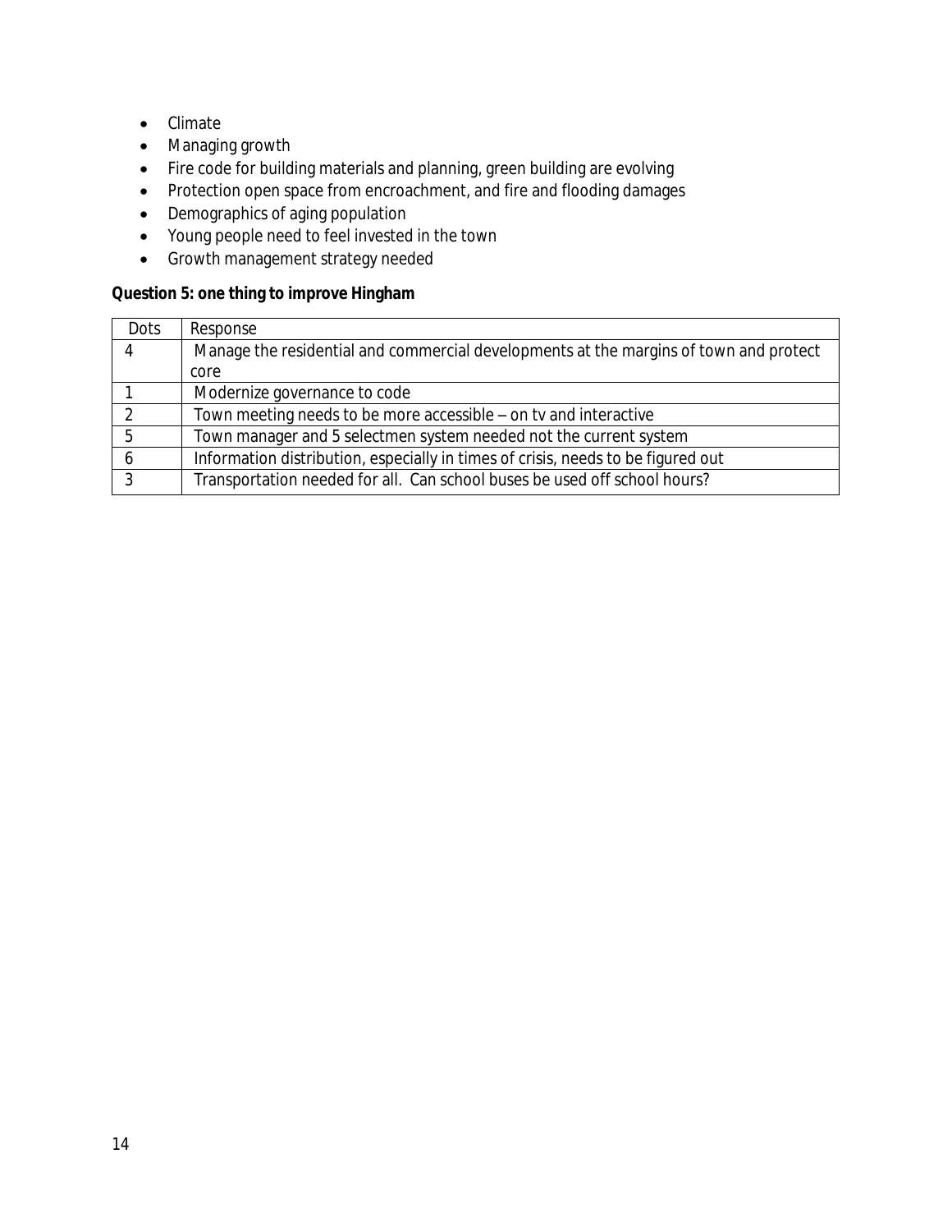- Climate
- Managing growth
- Fire code for building materials and planning, green building are evolving
- Protection open space from encroachment, and fire and flooding damages
- Demographics of aging population
- Young people need to feel invested in the town
- Growth management strategy needed

**Question 5: one thing to improve Hingham**

| Dots | Response |
|---|---|
| 4 | Manage the residential and commercial developments at the margins of town and protect core |
| 1 | Modernize governance to code |
| 2 | Town meeting needs to be more accessible – on tv and interactive |
| 5 | Town manager and 5 selectmen system needed not the current system |
| 6 | Information distribution, especially in times of crisis, needs to be figured out |
| 3 | Transportation needed for all. Can school buses be used off school hours? |